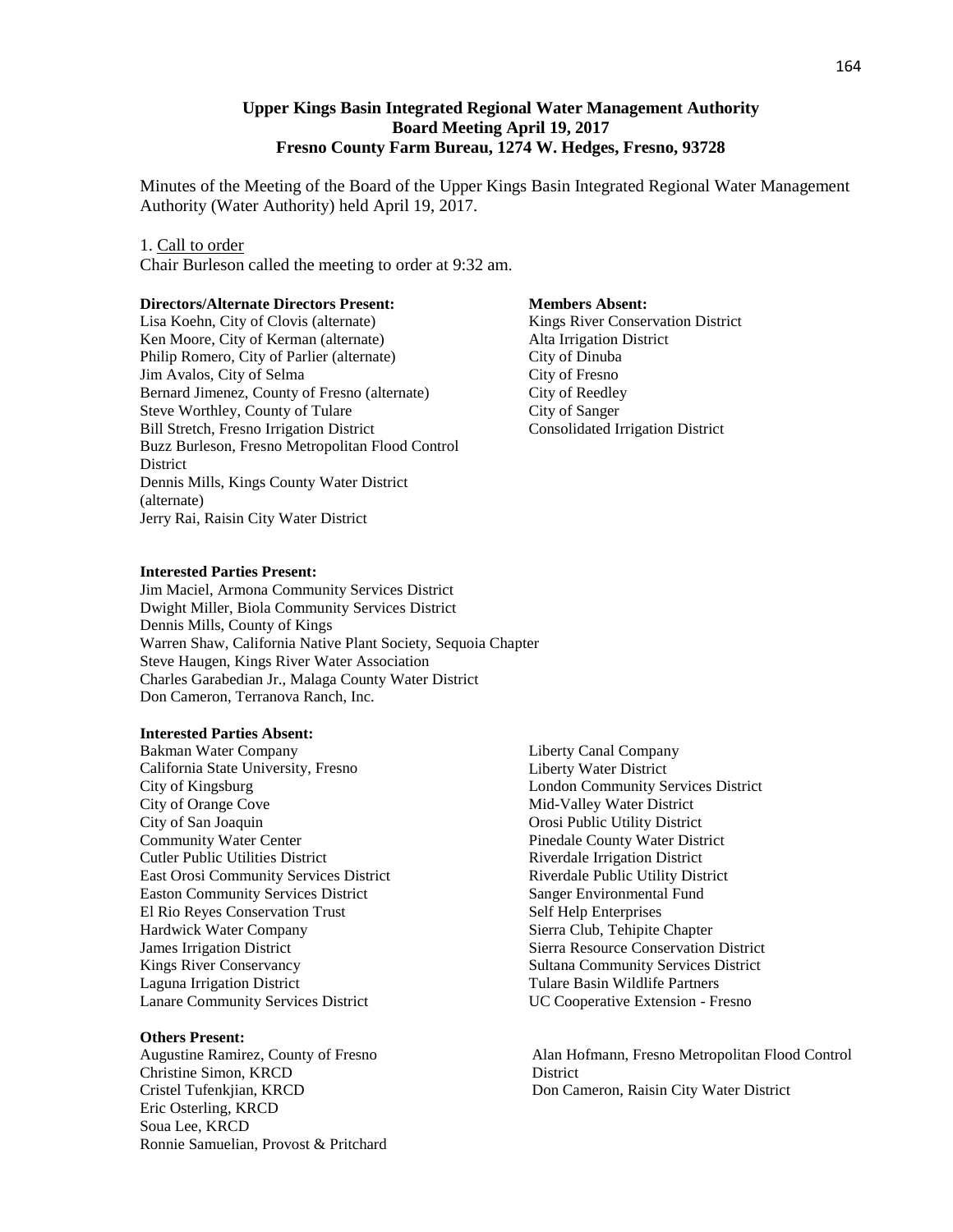**Upper Kings Basin Integrated Regional Water Management Authority**
**Board Meeting April 19, 2017**
**Fresno County Farm Bureau, 1274 W. Hedges, Fresno, 93728**

Minutes of the Meeting of the Board of the Upper Kings Basin Integrated Regional Water Management Authority (Water Authority) held April 19, 2017.

1. Call to order

Chair Burleson called the meeting to order at 9:32 am.

**Directors/Alternate Directors Present:**

Lisa Koehn, City of Clovis (alternate)
Ken Moore, City of Kerman (alternate)
Philip Romero, City of Parlier (alternate)
Jim Avalos, City of Selma
Bernard Jimenez, County of Fresno (alternate)
Steve Worthley, County of Tulare
Bill Stretch, Fresno Irrigation District
Buzz Burleson, Fresno Metropolitan Flood Control District
Dennis Mills, Kings County Water District (alternate)
Jerry Rai, Raisin City Water District

**Members Absent:**

Kings River Conservation District
Alta Irrigation District
City of Dinuba
City of Fresno
City of Reedley
City of Sanger
Consolidated Irrigation District

**Interested Parties Present:**

Jim Maciel, Armona Community Services District
Dwight Miller, Biola Community Services District
Dennis Mills, County of Kings
Warren Shaw, California Native Plant Society, Sequoia Chapter
Steve Haugen, Kings River Water Association
Charles Garabedian Jr., Malaga County Water District
Don Cameron, Terranova Ranch, Inc.

**Interested Parties Absent:**

Bakman Water Company
California State University, Fresno
City of Kingsburg
City of Orange Cove
City of San Joaquin
Community Water Center
Cutler Public Utilities District
East Orosi Community Services District
Easton Community Services District
El Rio Reyes Conservation Trust
Hardwick Water Company
James Irrigation District
Kings River Conservancy
Laguna Irrigation District
Lanare Community Services District
Liberty Canal Company
Liberty Water District
London Community Services District
Mid-Valley Water District
Orosi Public Utility District
Pinedale County Water District
Riverdale Irrigation District
Riverdale Public Utility District
Sanger Environmental Fund
Self Help Enterprises
Sierra Club, Tehipite Chapter
Sierra Resource Conservation District
Sultana Community Services District
Tulare Basin Wildlife Partners
UC Cooperative Extension - Fresno

**Others Present:**

Augustine Ramirez, County of Fresno
Christine Simon, KRCD
Cristel Tufenkjian, KRCD
Eric Osterling, KRCD
Soua Lee, KRCD
Ronnie Samuelian, Provost & Pritchard
Alan Hofmann, Fresno Metropolitan Flood Control District
Don Cameron, Raisin City Water District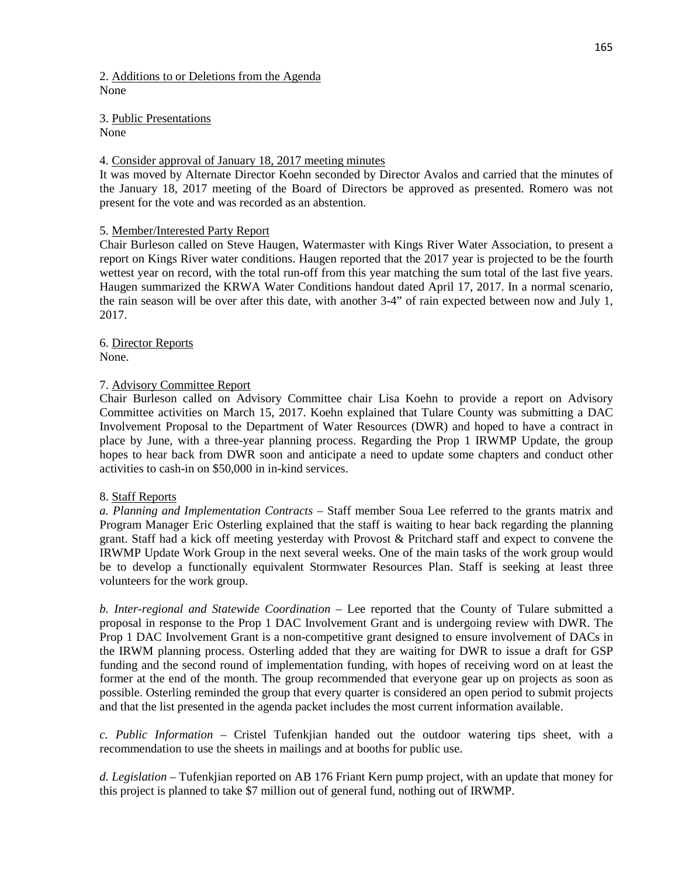2. <u>Additions to or Deletions from the Agenda</u>
None

3. <u>Public Presentations</u>
None

4. <u>Consider approval of January 18, 2017 meeting minutes</u>
It was moved by Alternate Director Koehn seconded by Director Avalos and carried that the minutes of the January 18, 2017 meeting of the Board of Directors be approved as presented. Romero was not present for the vote and was recorded as an abstention.

5. <u>Member/Interested Party Report</u>
Chair Burleson called on Steve Haugen, Watermaster with Kings River Water Association, to present a report on Kings River water conditions. Haugen reported that the 2017 year is projected to be the fourth wettest year on record, with the total run-off from this year matching the sum total of the last five years. Haugen summarized the KRWA Water Conditions handout dated April 17, 2017. In a normal scenario, the rain season will be over after this date, with another 3-4" of rain expected between now and July 1, 2017.

6. <u>Director Reports</u>
None.

7. <u>Advisory Committee Report</u>
Chair Burleson called on Advisory Committee chair Lisa Koehn to provide a report on Advisory Committee activities on March 15, 2017. Koehn explained that Tulare County was submitting a DAC Involvement Proposal to the Department of Water Resources (DWR) and hoped to have a contract in place by June, with a three-year planning process. Regarding the Prop 1 IRWMP Update, the group hopes to hear back from DWR soon and anticipate a need to update some chapters and conduct other activities to cash-in on $50,000 in in-kind services.

8. <u>Staff Reports</u>
*a. Planning and Implementation Contracts* – Staff member Soua Lee referred to the grants matrix and Program Manager Eric Osterling explained that the staff is waiting to hear back regarding the planning grant. Staff had a kick off meeting yesterday with Provost & Pritchard staff and expect to convene the IRWMP Update Work Group in the next several weeks. One of the main tasks of the work group would be to develop a functionally equivalent Stormwater Resources Plan. Staff is seeking at least three volunteers for the work group.

*b. Inter-regional and Statewide Coordination* – Lee reported that the County of Tulare submitted a proposal in response to the Prop 1 DAC Involvement Grant and is undergoing review with DWR. The Prop 1 DAC Involvement Grant is a non-competitive grant designed to ensure involvement of DACs in the IRWM planning process. Osterling added that they are waiting for DWR to issue a draft for GSP funding and the second round of implementation funding, with hopes of receiving word on at least the former at the end of the month. The group recommended that everyone gear up on projects as soon as possible. Osterling reminded the group that every quarter is considered an open period to submit projects and that the list presented in the agenda packet includes the most current information available.

*c. Public Information* – Cristel Tufenkjian handed out the outdoor watering tips sheet, with a recommendation to use the sheets in mailings and at booths for public use.

*d. Legislation* – Tufenkjian reported on AB 176 Friant Kern pump project, with an update that money for this project is planned to take $7 million out of general fund, nothing out of IRWMP.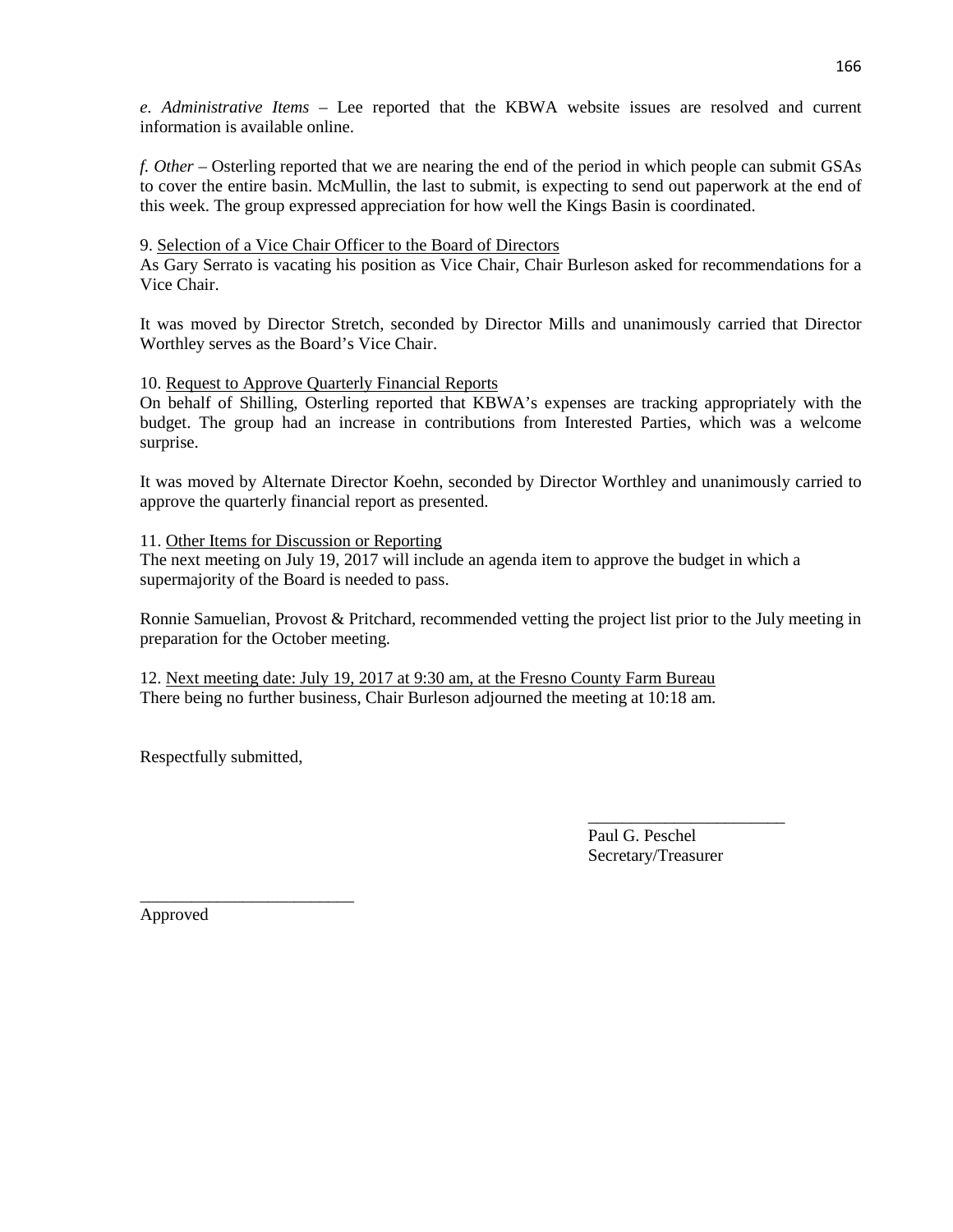*e. Administrative Items* – Lee reported that the KBWA website issues are resolved and current information is available online.

*f. Other* – Osterling reported that we are nearing the end of the period in which people can submit GSAs to cover the entire basin. McMullin, the last to submit, is expecting to send out paperwork at the end of this week. The group expressed appreciation for how well the Kings Basin is coordinated.

9. <u>Selection of a Vice Chair Officer to the Board of Directors</u>
As Gary Serrato is vacating his position as Vice Chair, Chair Burleson asked for recommendations for a Vice Chair.

It was moved by Director Stretch, seconded by Director Mills and unanimously carried that Director Worthley serves as the Board's Vice Chair.

10. <u>Request to Approve Quarterly Financial Reports</u>
On behalf of Shilling, Osterling reported that KBWA's expenses are tracking appropriately with the budget. The group had an increase in contributions from Interested Parties, which was a welcome surprise.

It was moved by Alternate Director Koehn, seconded by Director Worthley and unanimously carried to approve the quarterly financial report as presented.

11. <u>Other Items for Discussion or Reporting</u>
The next meeting on July 19, 2017 will include an agenda item to approve the budget in which a supermajority of the Board is needed to pass.

Ronnie Samuelian, Provost & Pritchard, recommended vetting the project list prior to the July meeting in preparation for the October meeting.

12. <u>Next meeting date: July 19, 2017 at 9:30 am, at the Fresno County Farm Bureau</u>
There being no further business, Chair Burleson adjourned the meeting at 10:18 am.

Respectfully submitted,

\_\_\_\_\_\_\_\_\_\_\_\_\_\_\_\_\_\_\_\_\_\_\_\_
Paul G. Peschel
Secretary/Treasurer

\_\_\_\_\_\_\_\_\_\_\_\_\_\_\_\_\_\_\_\_\_\_\_\_\_\_
Approved